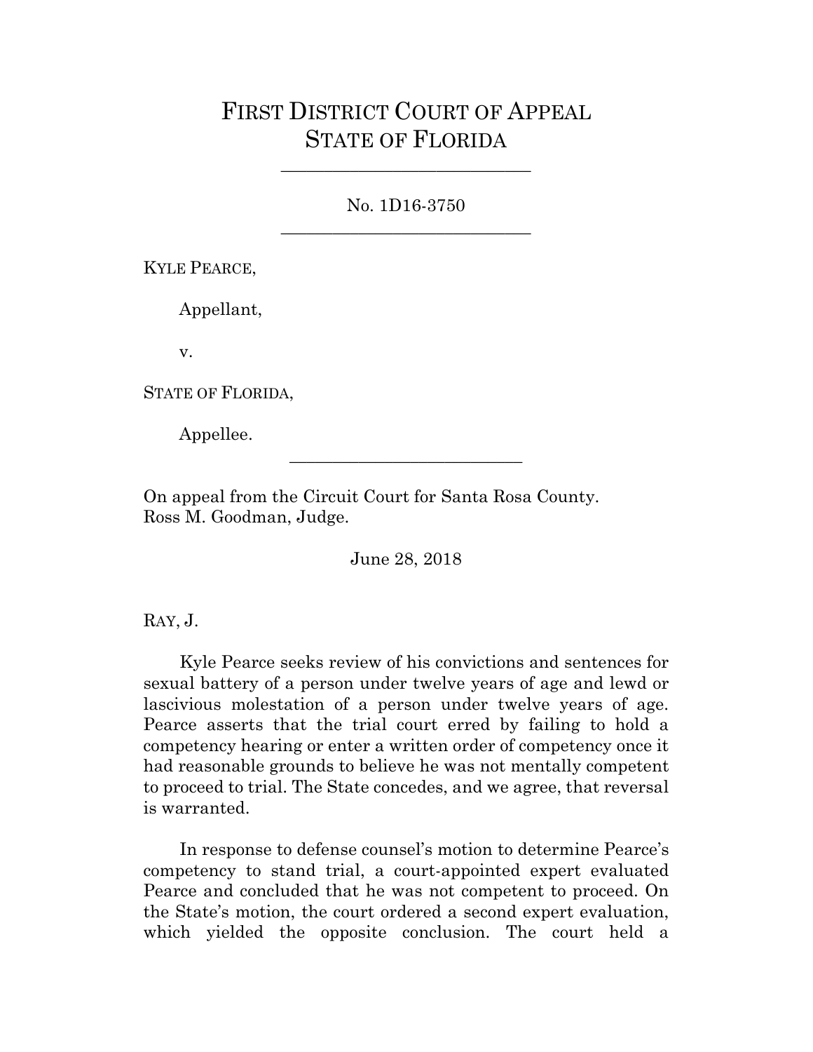# FIRST DISTRICT COURT OF APPEAL
# STATE OF FLORIDA

---

No. 1D16-3750

---

KYLE PEARCE,

Appellant,

v.

STATE OF FLORIDA,

Appellee.

---

On appeal from the Circuit Court for Santa Rosa County.
Ross M. Goodman, Judge.

June 28, 2018

RAY, J.

Kyle Pearce seeks review of his convictions and sentences for sexual battery of a person under twelve years of age and lewd or lascivious molestation of a person under twelve years of age. Pearce asserts that the trial court erred by failing to hold a competency hearing or enter a written order of competency once it had reasonable grounds to believe he was not mentally competent to proceed to trial. The State concedes, and we agree, that reversal is warranted.

In response to defense counsel's motion to determine Pearce's competency to stand trial, a court-appointed expert evaluated Pearce and concluded that he was not competent to proceed. On the State's motion, the court ordered a second expert evaluation, which yielded the opposite conclusion. The court held a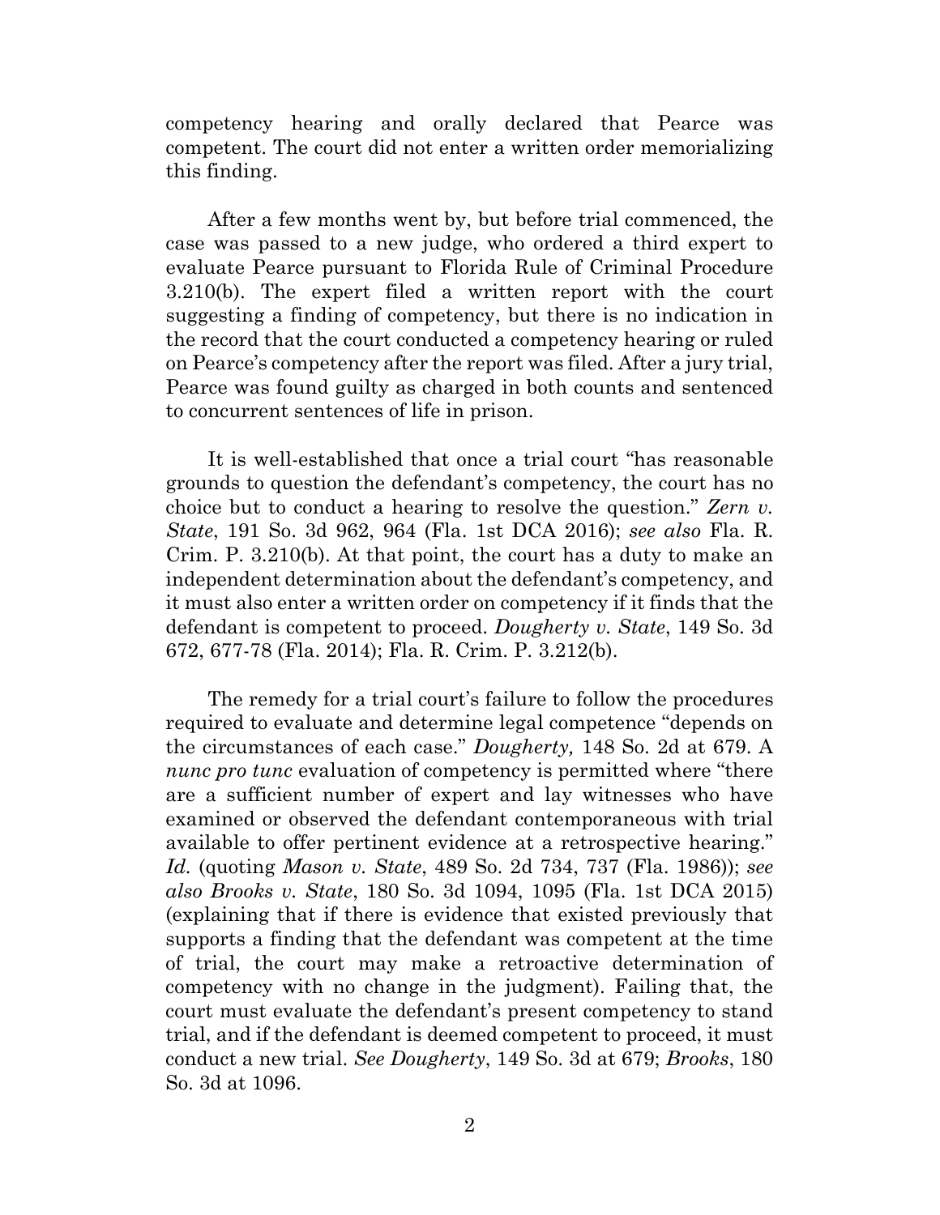competency hearing and orally declared that Pearce was competent. The court did not enter a written order memorializing this finding.

After a few months went by, but before trial commenced, the case was passed to a new judge, who ordered a third expert to evaluate Pearce pursuant to Florida Rule of Criminal Procedure 3.210(b). The expert filed a written report with the court suggesting a finding of competency, but there is no indication in the record that the court conducted a competency hearing or ruled on Pearce's competency after the report was filed. After a jury trial, Pearce was found guilty as charged in both counts and sentenced to concurrent sentences of life in prison.

It is well-established that once a trial court "has reasonable grounds to question the defendant's competency, the court has no choice but to conduct a hearing to resolve the question." *Zern v. State*, 191 So. 3d 962, 964 (Fla. 1st DCA 2016); *see also* Fla. R. Crim. P. 3.210(b). At that point, the court has a duty to make an independent determination about the defendant's competency, and it must also enter a written order on competency if it finds that the defendant is competent to proceed. *Dougherty v. State*, 149 So. 3d 672, 677-78 (Fla. 2014); Fla. R. Crim. P. 3.212(b).

The remedy for a trial court's failure to follow the procedures required to evaluate and determine legal competence "depends on the circumstances of each case." *Dougherty,* 148 So. 2d at 679. A *nunc pro tunc* evaluation of competency is permitted where "there are a sufficient number of expert and lay witnesses who have examined or observed the defendant contemporaneous with trial available to offer pertinent evidence at a retrospective hearing." *Id.* (quoting *Mason v. State*, 489 So. 2d 734, 737 (Fla. 1986)); *see also Brooks v. State*, 180 So. 3d 1094, 1095 (Fla. 1st DCA 2015) (explaining that if there is evidence that existed previously that supports a finding that the defendant was competent at the time of trial, the court may make a retroactive determination of competency with no change in the judgment). Failing that, the court must evaluate the defendant's present competency to stand trial, and if the defendant is deemed competent to proceed, it must conduct a new trial. *See Dougherty*, 149 So. 3d at 679; *Brooks*, 180 So. 3d at 1096.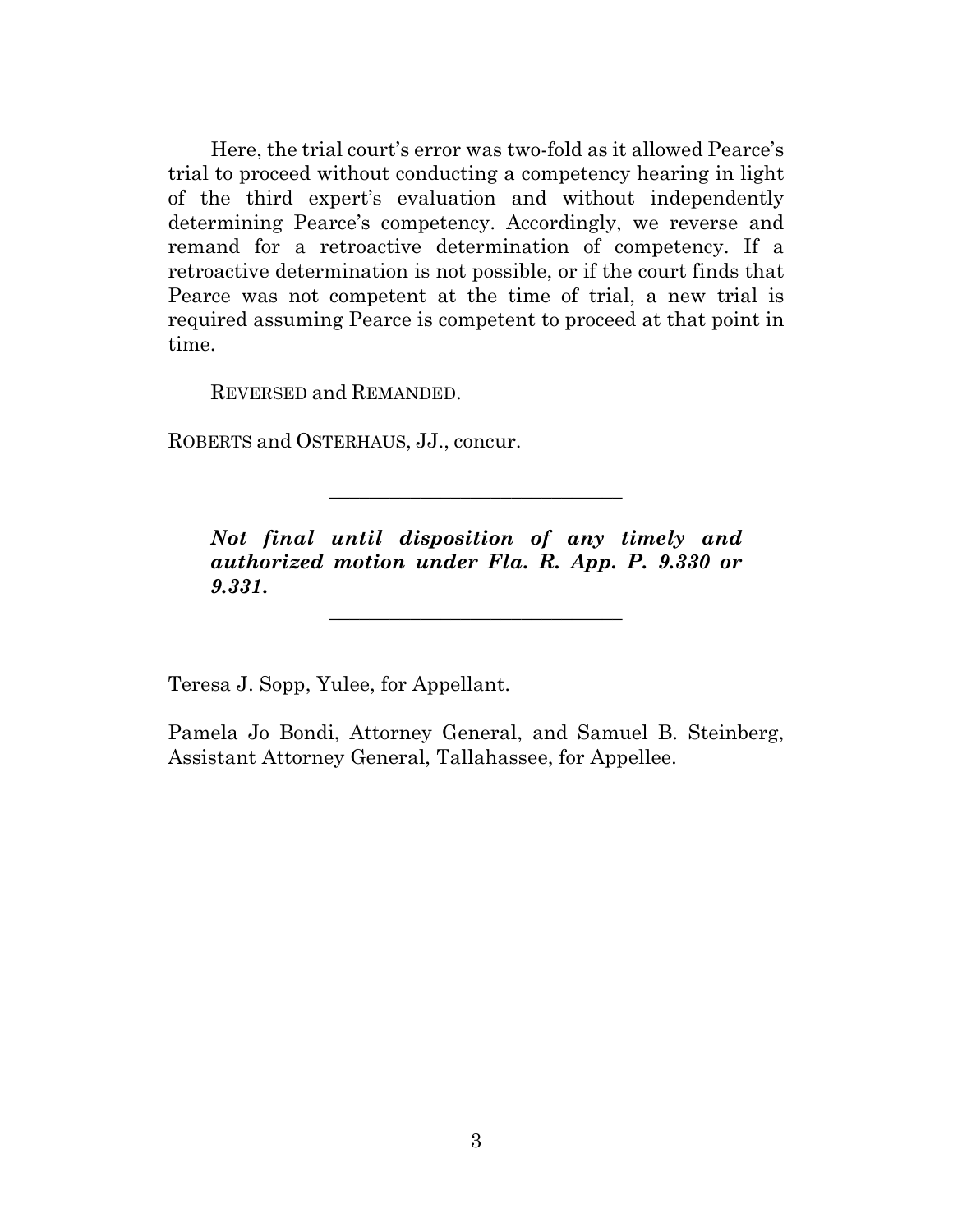Here, the trial court's error was two-fold as it allowed Pearce's trial to proceed without conducting a competency hearing in light of the third expert's evaluation and without independently determining Pearce's competency. Accordingly, we reverse and remand for a retroactive determination of competency. If a retroactive determination is not possible, or if the court finds that Pearce was not competent at the time of trial, a new trial is required assuming Pearce is competent to proceed at that point in time.

REVERSED and REMANDED.

ROBERTS and OSTERHAUS, JJ., concur.

---

***Not final until disposition of any timely and authorized motion under Fla. R. App. P. 9.330 or 9.331.***

---

Teresa J. Sopp, Yulee, for Appellant.

Pamela Jo Bondi, Attorney General, and Samuel B. Steinberg, Assistant Attorney General, Tallahassee, for Appellee.